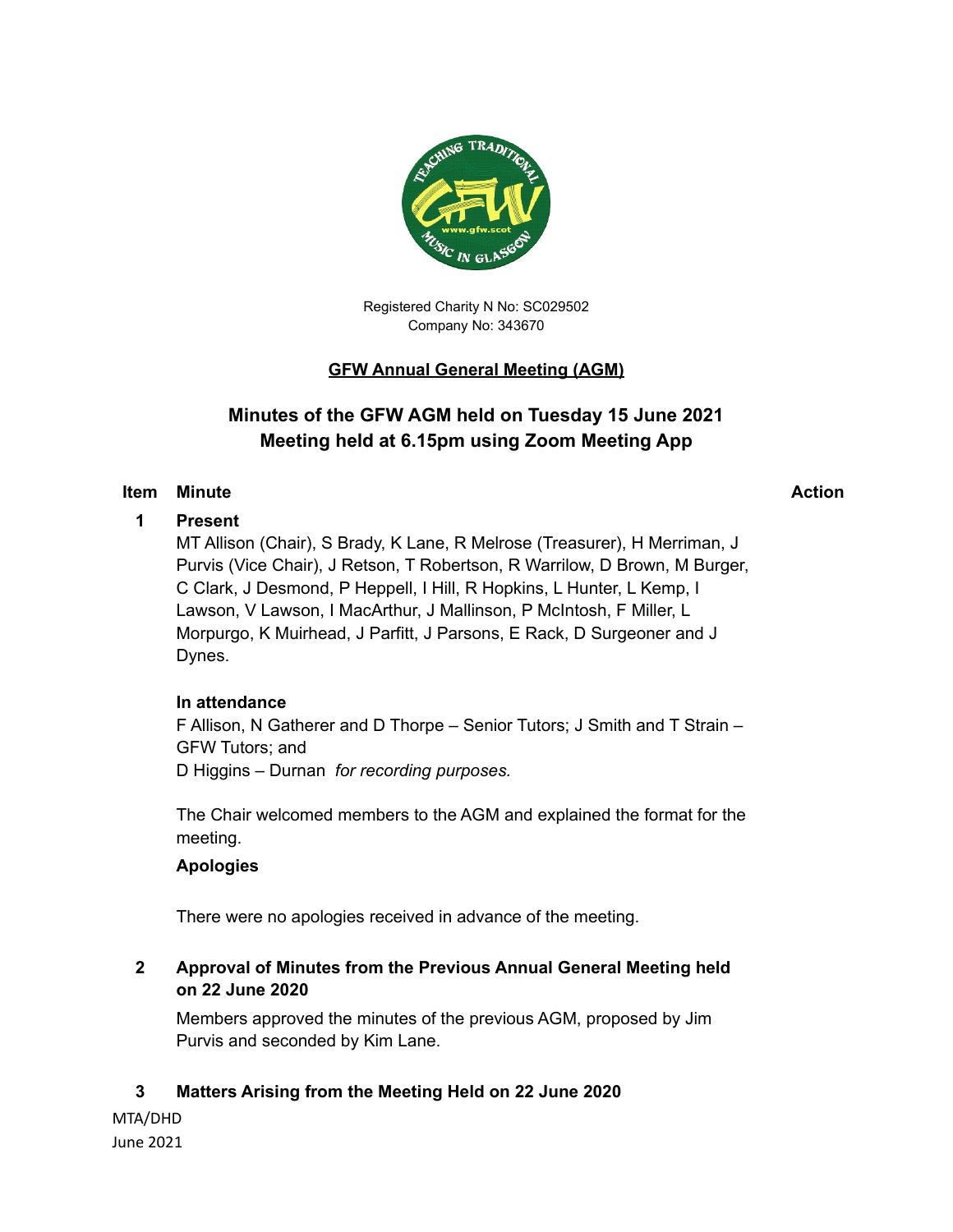Registered Charity N No: SC029502
Company No: 343670

**GFW Annual General Meeting (AGM)**

## Minutes of the GFW AGM held on Tuesday 15 June 2021
## Meeting held at 6.15pm using Zoom Meeting App

| Item | Minute | Action |
|---|---|---|
| 1 | **Present**<br>MT Allison (Chair), S Brady, K Lane, R Melrose (Treasurer), H Merriman, J Purvis (Vice Chair), J Retson, T Robertson, R Warrilow, D Brown, M Burger, C Clark, J Desmond, P Heppell, I Hill, R Hopkins, L Hunter, L Kemp, I Lawson, V Lawson, I MacArthur, J Mallinson, P McIntosh, F Miller, L Morpurgo, K Muirhead, J Parfitt, J Parsons, E Rack, D Surgeoner and J Dynes.<br><br>**In attendance**<br>F Allison, N Gatherer and D Thorpe – Senior Tutors; J Smith and T Strain – GFW Tutors; and<br>D Higgins – Durnan *for recording purposes.*<br><br>The Chair welcomed members to the AGM and explained the format for the meeting.<br><br>**Apologies**<br><br>There were no apologies received in advance of the meeting. | |
| 2 | **Approval of Minutes from the Previous Annual General Meeting held on 22 June 2020**<br>Members approved the minutes of the previous AGM, proposed by Jim Purvis and seconded by Kim Lane. | |
| 3 | **Matters Arising from the Meeting Held on 22 June 2020** | |

MTA/DHD
June 2021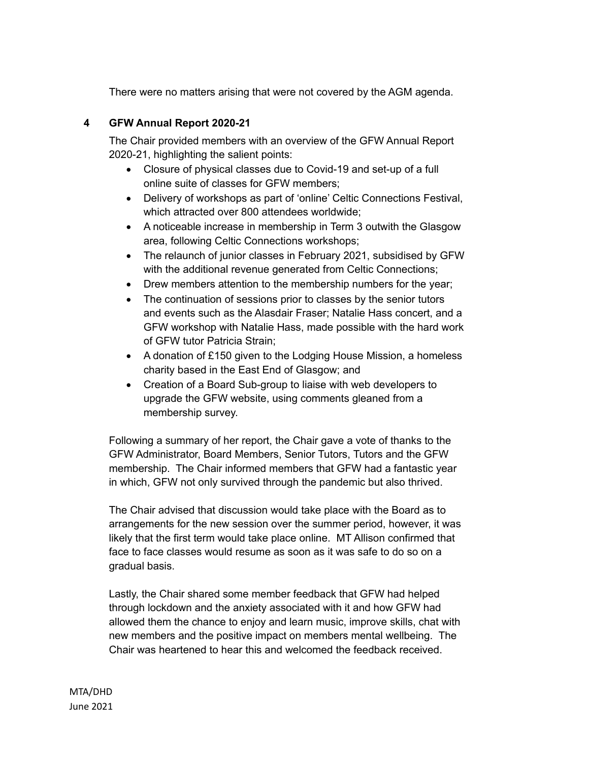There were no matters arising that were not covered by the AGM agenda.

## 4 GFW Annual Report 2020-21

The Chair provided members with an overview of the GFW Annual Report 2020-21, highlighting the salient points:

- Closure of physical classes due to Covid-19 and set-up of a full online suite of classes for GFW members;
- Delivery of workshops as part of 'online' Celtic Connections Festival, which attracted over 800 attendees worldwide;
- A noticeable increase in membership in Term 3 outwith the Glasgow area, following Celtic Connections workshops;
- The relaunch of junior classes in February 2021, subsidised by GFW with the additional revenue generated from Celtic Connections;
- Drew members attention to the membership numbers for the year;
- The continuation of sessions prior to classes by the senior tutors and events such as the Alasdair Fraser; Natalie Hass concert, and a GFW workshop with Natalie Hass, made possible with the hard work of GFW tutor Patricia Strain;
- A donation of £150 given to the Lodging House Mission, a homeless charity based in the East End of Glasgow; and
- Creation of a Board Sub-group to liaise with web developers to upgrade the GFW website, using comments gleaned from a membership survey.

Following a summary of her report, the Chair gave a vote of thanks to the GFW Administrator, Board Members, Senior Tutors, Tutors and the GFW membership. The Chair informed members that GFW had a fantastic year in which, GFW not only survived through the pandemic but also thrived.

The Chair advised that discussion would take place with the Board as to arrangements for the new session over the summer period, however, it was likely that the first term would take place online. MT Allison confirmed that face to face classes would resume as soon as it was safe to do so on a gradual basis.

Lastly, the Chair shared some member feedback that GFW had helped through lockdown and the anxiety associated with it and how GFW had allowed them the chance to enjoy and learn music, improve skills, chat with new members and the positive impact on members mental wellbeing. The Chair was heartened to hear this and welcomed the feedback received.

MTA/DHD
June 2021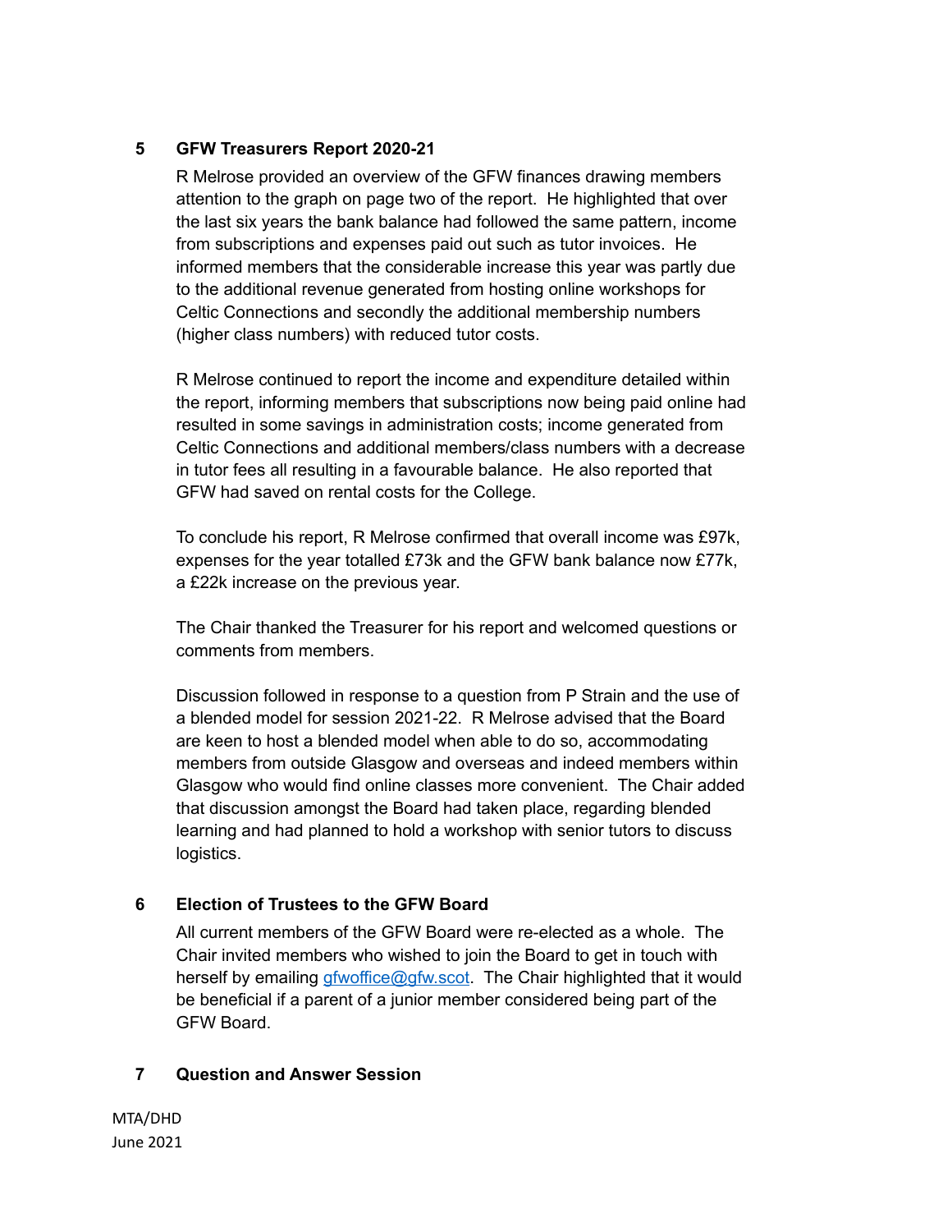## 5 GFW Treasurers Report 2020-21

R Melrose provided an overview of the GFW finances drawing members attention to the graph on page two of the report. He highlighted that over the last six years the bank balance had followed the same pattern, income from subscriptions and expenses paid out such as tutor invoices. He informed members that the considerable increase this year was partly due to the additional revenue generated from hosting online workshops for Celtic Connections and secondly the additional membership numbers (higher class numbers) with reduced tutor costs.

R Melrose continued to report the income and expenditure detailed within the report, informing members that subscriptions now being paid online had resulted in some savings in administration costs; income generated from Celtic Connections and additional members/class numbers with a decrease in tutor fees all resulting in a favourable balance. He also reported that GFW had saved on rental costs for the College.

To conclude his report, R Melrose confirmed that overall income was £97k, expenses for the year totalled £73k and the GFW bank balance now £77k, a £22k increase on the previous year.

The Chair thanked the Treasurer for his report and welcomed questions or comments from members.

Discussion followed in response to a question from P Strain and the use of a blended model for session 2021-22. R Melrose advised that the Board are keen to host a blended model when able to do so, accommodating members from outside Glasgow and overseas and indeed members within Glasgow who would find online classes more convenient. The Chair added that discussion amongst the Board had taken place, regarding blended learning and had planned to hold a workshop with senior tutors to discuss logistics.

## 6 Election of Trustees to the GFW Board

All current members of the GFW Board were re-elected as a whole. The Chair invited members who wished to join the Board to get in touch with herself by emailing gfwoffice@gfw.scot. The Chair highlighted that it would be beneficial if a parent of a junior member considered being part of the GFW Board.

## 7 Question and Answer Session

MTA/DHD
June 2021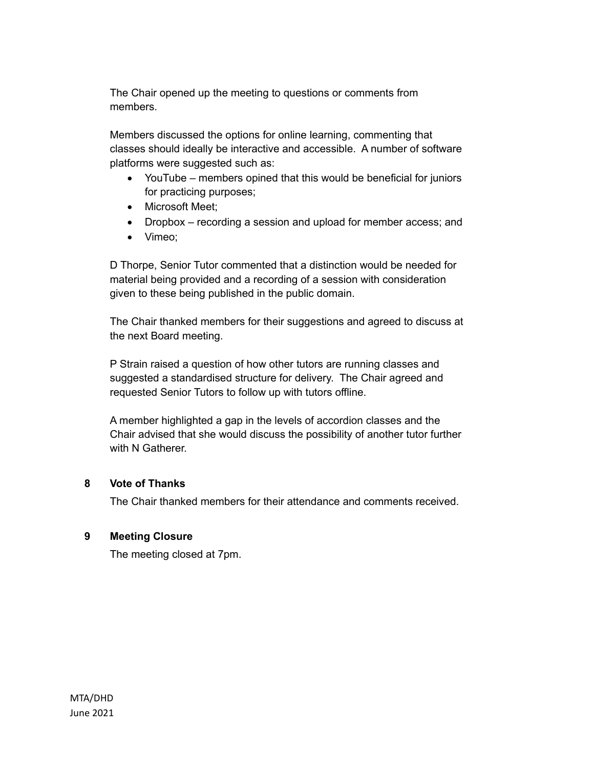The Chair opened up the meeting to questions or comments from members.

Members discussed the options for online learning, commenting that classes should ideally be interactive and accessible. A number of software platforms were suggested such as:

- YouTube – members opined that this would be beneficial for juniors for practicing purposes;
- Microsoft Meet;
- Dropbox – recording a session and upload for member access; and
- Vimeo;

D Thorpe, Senior Tutor commented that a distinction would be needed for material being provided and a recording of a session with consideration given to these being published in the public domain.

The Chair thanked members for their suggestions and agreed to discuss at the next Board meeting.

P Strain raised a question of how other tutors are running classes and suggested a standardised structure for delivery. The Chair agreed and requested Senior Tutors to follow up with tutors offline.

A member highlighted a gap in the levels of accordion classes and the Chair advised that she would discuss the possibility of another tutor further with N Gatherer.

**8 Vote of Thanks**

The Chair thanked members for their attendance and comments received.

**9 Meeting Closure**

The meeting closed at 7pm.

MTA/DHD
June 2021